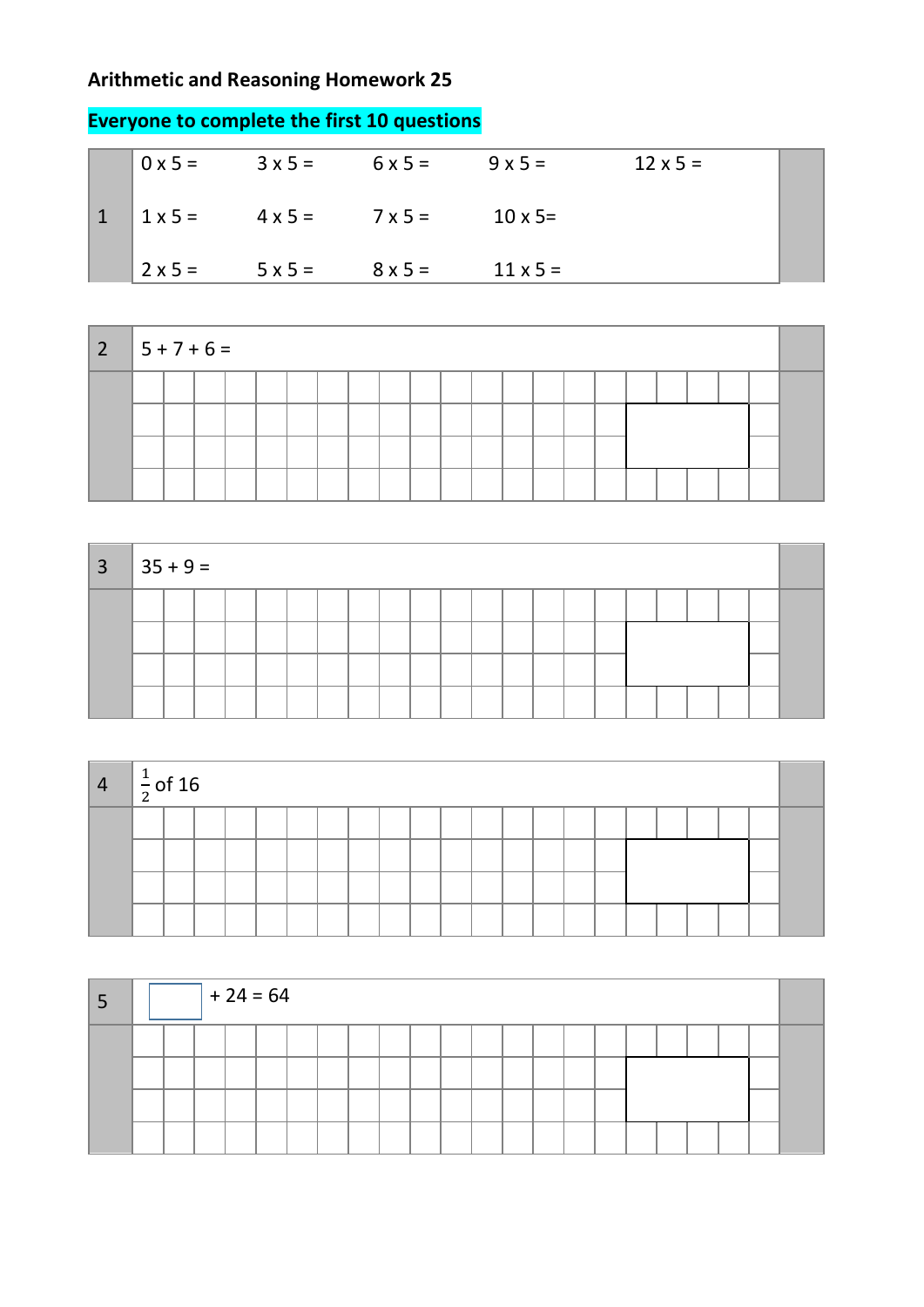**Arithmetic and Reasoning Homework 25**

**Everyone to complete the first 10 questions**

**1**

| | | | | |
|---|---|---|---|---|
| 0 x 5 = | 3 x 5 = | 6 x 5 = | 9 x 5 = | 12 x 5 = |
| 1 x 5 = | 4 x 5 = | 7 x 5 = | 10 x 5= | |
| 2 x 5 = | 5 x 5 = | 8 x 5 = | 11 x 5 = | |

**2** 5 + 7 + 6 =

**3** 35 + 9 =

**4** $\frac{1}{2}$ of 16

**5** ☐ + 24 = 64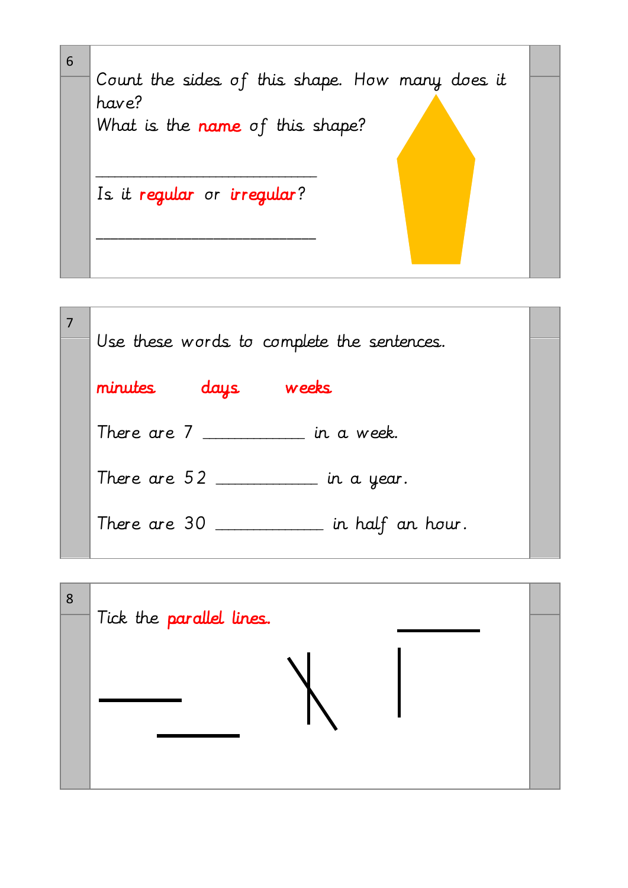6

Count the sides of this shape. How many does it have?

What is the name of this shape?

___________________________

Is it regular or irregular?

___________________________

7

Use these words to complete the sentences.

minutes     days     weeks

There are 7 ____________ in a week.

There are 52 ____________ in a year.

There are 30 ____________ in half an hour.

8

Tick the parallel lines.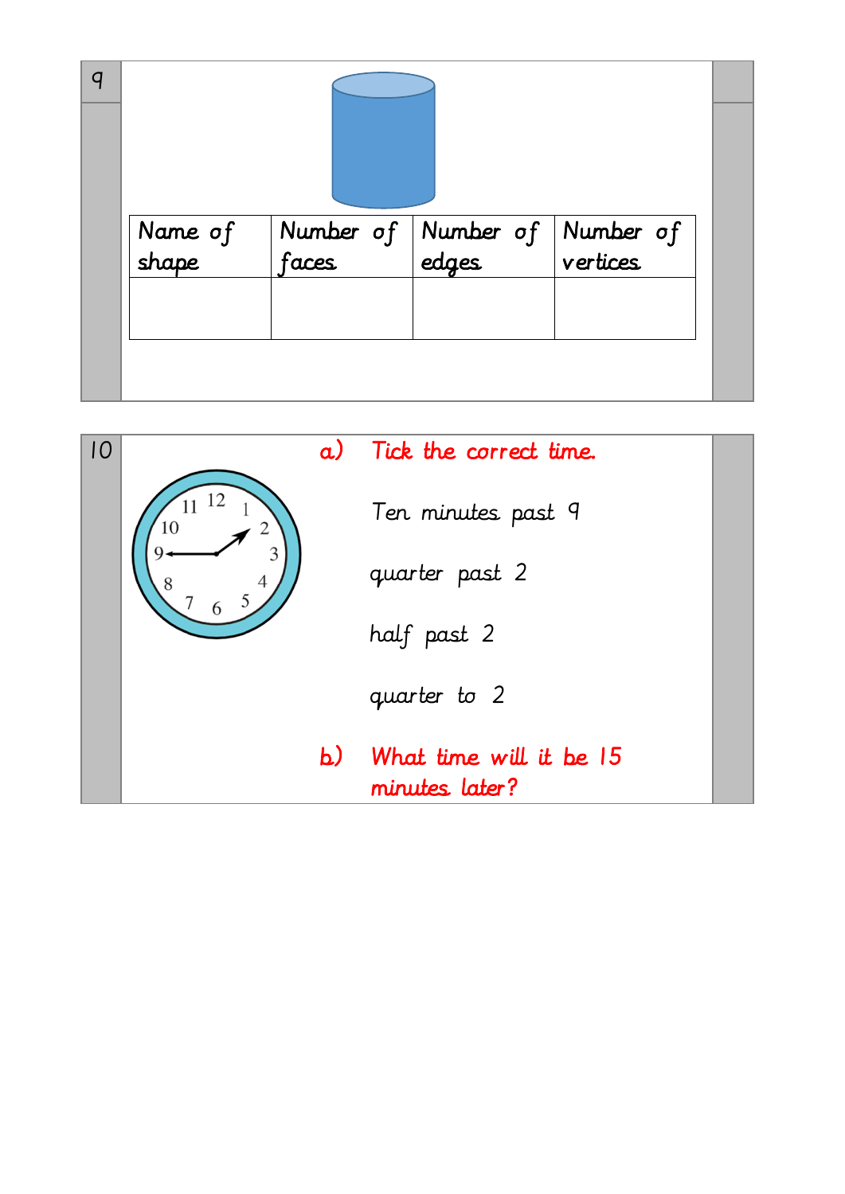9

| Name of shape | Number of faces | Number of edges | Number of vertices |
|---|---|---|---|
| | | | |

10

a) Tick the correct time.

Ten minutes past 9

quarter past 2

half past 2

quarter to 2

b) What time will it be 15 minutes later?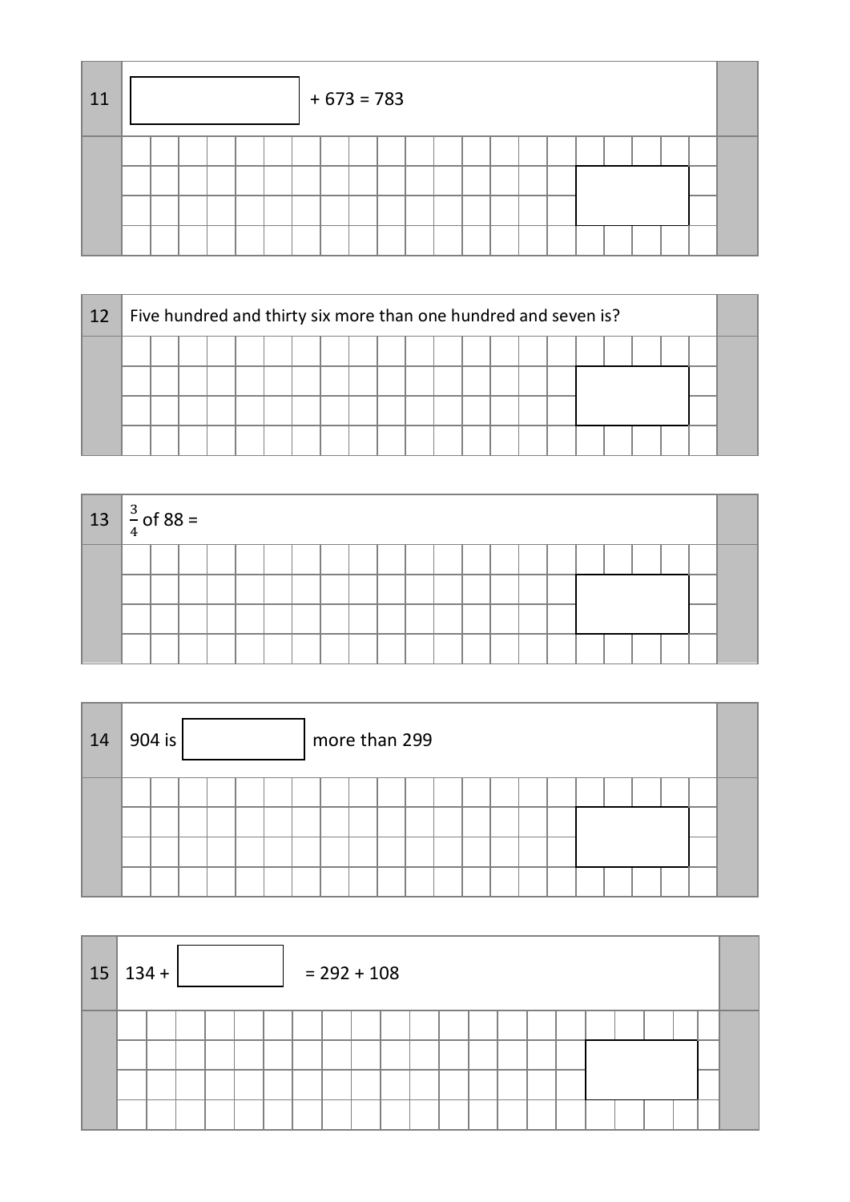**11** $\square + 673 = 783$

**12** Five hundred and thirty six more than one hundred and seven is?

**13** $\frac{3}{4}$ of 88 =

**14** 904 is $\square$ more than 299

**15** $134 + \square = 292 + 108$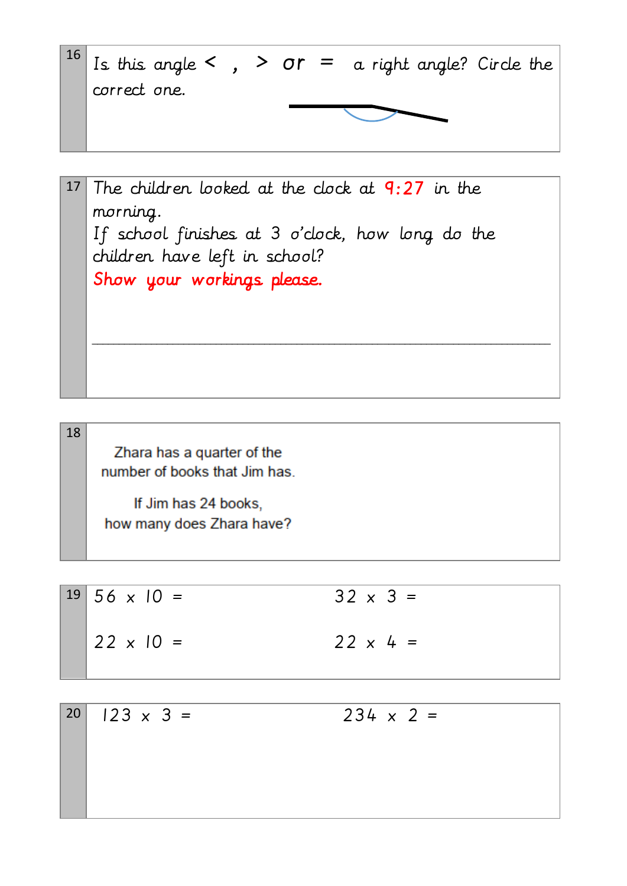**16** Is this angle < , > or = a right angle? Circle the correct one.

**17** The children looked at the clock at 9:27 in the morning.
If school finishes at 3 o'clock, how long do the children have left in school?
**Show your workings please.**

______________________________________________

**18** Zhara has a quarter of the number of books that Jim has.

If Jim has 24 books, how many does Zhara have?

**19**

| | |
|---|---|
| 56 x 10 = | 32 x 3 = |
| 22 x 10 = | 22 x 4 = |

**20**

| | |
|---|---|
| 123 x 3 = | 234 x 2 = |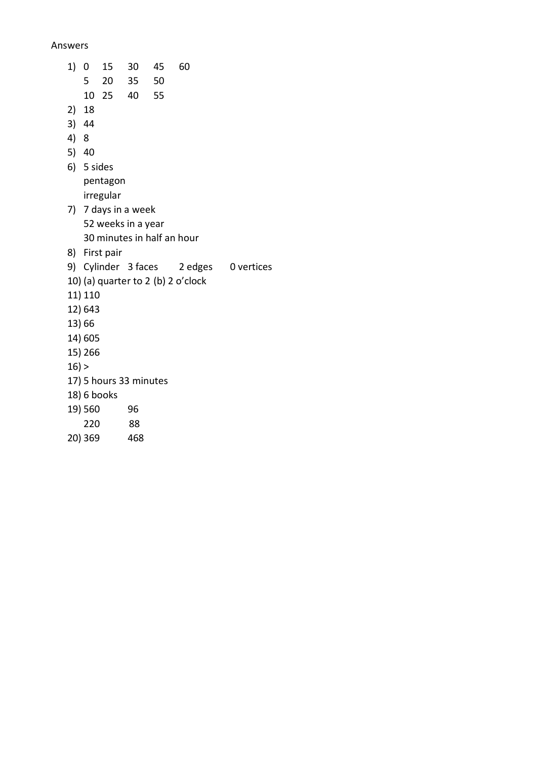Answers

1) 0 15 30 45 60
   5 20 35 50
   10 25 40 55
2) 18
3) 44
4) 8
5) 40
6) 5 sides
   pentagon
   irregular
7) 7 days in a week
   52 weeks in a year
   30 minutes in half an hour
8) First pair
9) Cylinder 3 faces 2 edges 0 vertices
10) (a) quarter to 2 (b) 2 o'clock
11) 110
12) 643
13) 66
14) 605
15) 266
16) >
17) 5 hours 33 minutes
18) 6 books
19) 560 96
    220 88
20) 369 468